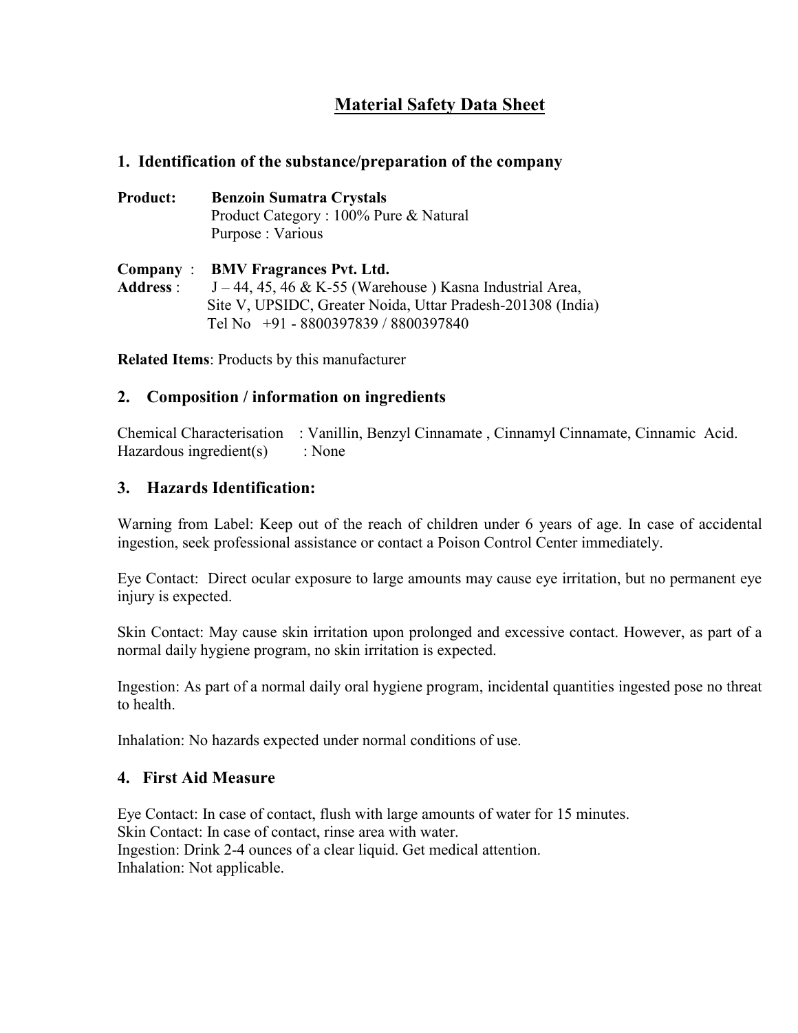# Material Safety Data Sheet

## 1. Identification of the substance/preparation of the company

**Product:** **Benzoin Sumatra Crystals**
Product Category : 100% Pure & Natural
Purpose : Various

**Company** : **BMV Fragrances Pvt. Ltd.**
**Address** : J – 44, 45, 46 & K-55 (Warehouse ) Kasna Industrial Area,
Site V, UPSIDC, Greater Noida, Uttar Pradesh-201308 (India)
Tel No +91 - 8800397839 / 8800397840

**Related Items**: Products by this manufacturer

## 2. Composition / information on ingredients

Chemical Characterisation : Vanillin, Benzyl Cinnamate , Cinnamyl Cinnamate, Cinnamic Acid.
Hazardous ingredient(s) : None

## 3. Hazards Identification:

Warning from Label: Keep out of the reach of children under 6 years of age. In case of accidental ingestion, seek professional assistance or contact a Poison Control Center immediately.

Eye Contact: Direct ocular exposure to large amounts may cause eye irritation, but no permanent eye injury is expected.

Skin Contact: May cause skin irritation upon prolonged and excessive contact. However, as part of a normal daily hygiene program, no skin irritation is expected.

Ingestion: As part of a normal daily oral hygiene program, incidental quantities ingested pose no threat to health.

Inhalation: No hazards expected under normal conditions of use.

## 4. First Aid Measure

Eye Contact: In case of contact, flush with large amounts of water for 15 minutes.
Skin Contact: In case of contact, rinse area with water.
Ingestion: Drink 2-4 ounces of a clear liquid. Get medical attention.
Inhalation: Not applicable.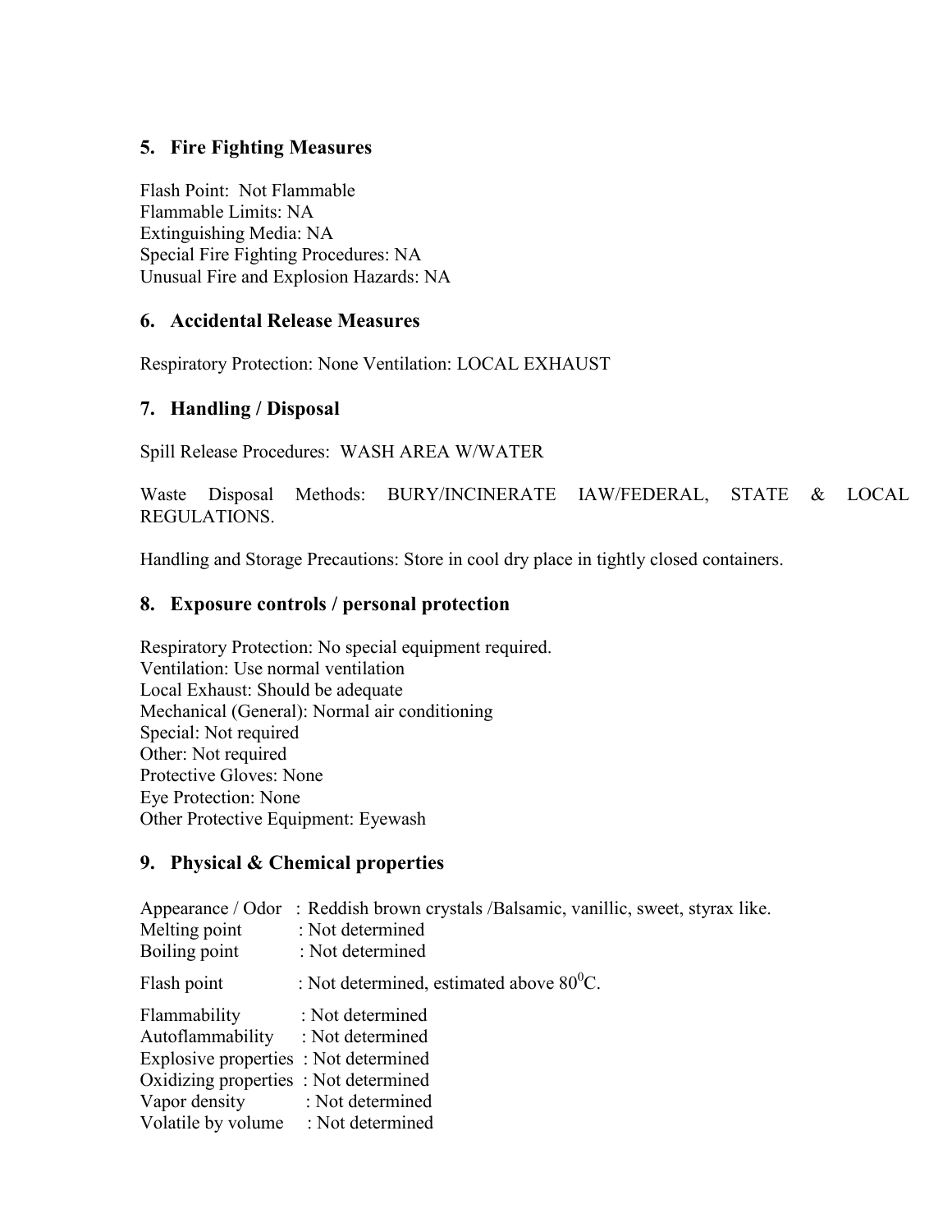## 5. Fire Fighting Measures

Flash Point: Not Flammable
Flammable Limits: NA
Extinguishing Media: NA
Special Fire Fighting Procedures: NA
Unusual Fire and Explosion Hazards: NA

## 6. Accidental Release Measures

Respiratory Protection: None Ventilation: LOCAL EXHAUST

## 7. Handling / Disposal

Spill Release Procedures: WASH AREA W/WATER

Waste Disposal Methods: BURY/INCINERATE IAW/FEDERAL, STATE & LOCAL REGULATIONS.

Handling and Storage Precautions: Store in cool dry place in tightly closed containers.

## 8. Exposure controls / personal protection

Respiratory Protection: No special equipment required.
Ventilation: Use normal ventilation
Local Exhaust: Should be adequate
Mechanical (General): Normal air conditioning
Special: Not required
Other: Not required
Protective Gloves: None
Eye Protection: None
Other Protective Equipment: Eyewash

## 9. Physical & Chemical properties

Appearance / Odor : Reddish brown crystals /Balsamic, vanillic, sweet, styrax like.
Melting point : Not determined
Boiling point : Not determined

Flash point : Not determined, estimated above $80^0$C.

Flammability : Not determined
Autoflammability : Not determined
Explosive properties : Not determined
Oxidizing properties : Not determined
Vapor density : Not determined
Volatile by volume : Not determined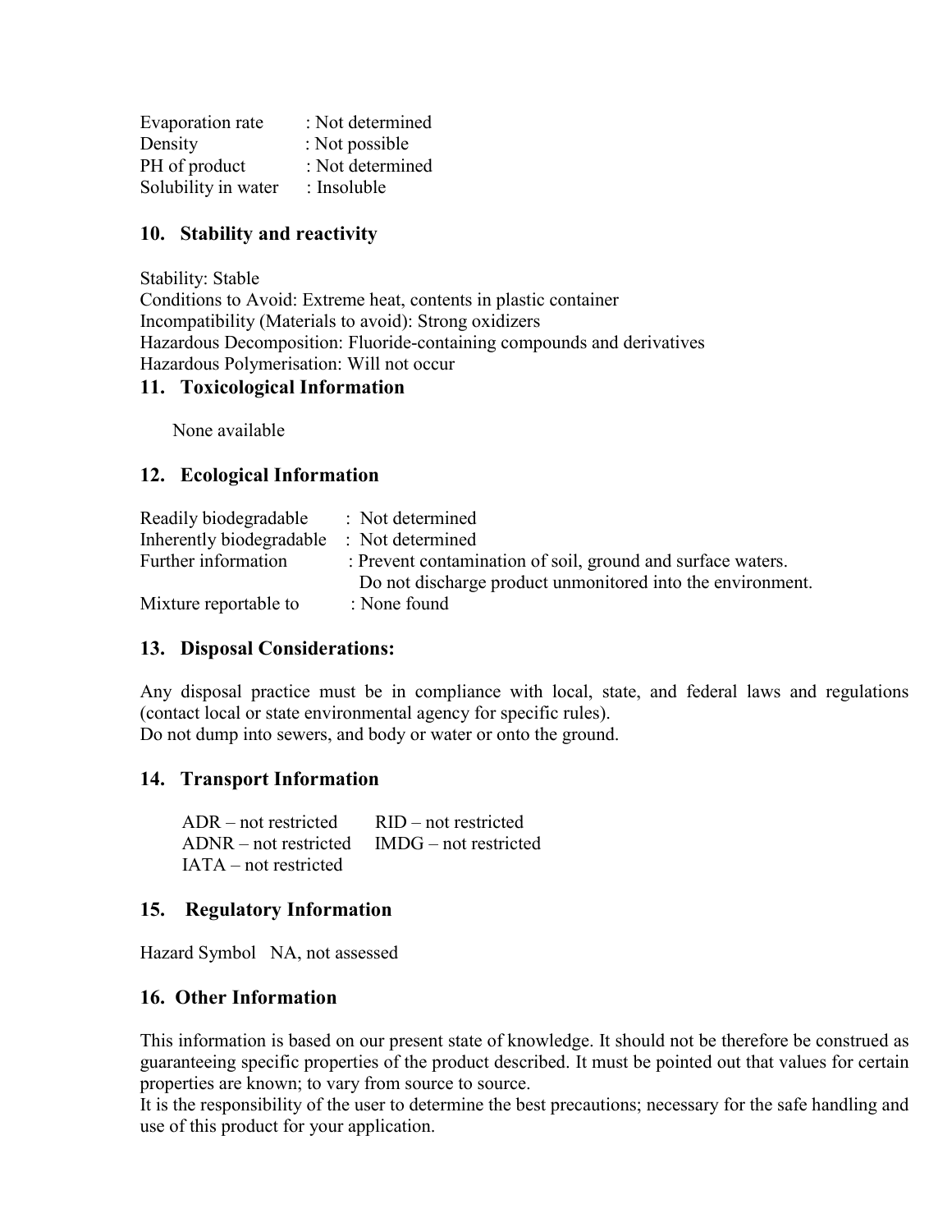| | |
|---|---|
| Evaporation rate | : Not determined |
| Density | : Not possible |
| PH of product | : Not determined |
| Solubility in water | : Insoluble |

## 10. Stability and reactivity

Stability: Stable
Conditions to Avoid: Extreme heat, contents in plastic container
Incompatibility (Materials to avoid): Strong oxidizers
Hazardous Decomposition: Fluoride-containing compounds and derivatives
Hazardous Polymerisation: Will not occur

## 11. Toxicological Information

None available

## 12. Ecological Information

| | |
|---|---|
| Readily biodegradable | : Not determined |
| Inherently biodegradable | : Not determined |
| Further information | : Prevent contamination of soil, ground and surface waters. Do not discharge product unmonitored into the environment. |
| Mixture reportable to | : None found |

## 13. Disposal Considerations:

Any disposal practice must be in compliance with local, state, and federal laws and regulations (contact local or state environmental agency for specific rules).
Do not dump into sewers, and body or water or onto the ground.

## 14. Transport Information

| | |
|---|---|
| ADR – not restricted | RID – not restricted |
| ADNR – not restricted | IMDG – not restricted |
| IATA – not restricted | |

## 15. Regulatory Information

Hazard Symbol NA, not assessed

## 16. Other Information

This information is based on our present state of knowledge. It should not be therefore be construed as guaranteeing specific properties of the product described. It must be pointed out that values for certain properties are known; to vary from source to source.
It is the responsibility of the user to determine the best precautions; necessary for the safe handling and use of this product for your application.